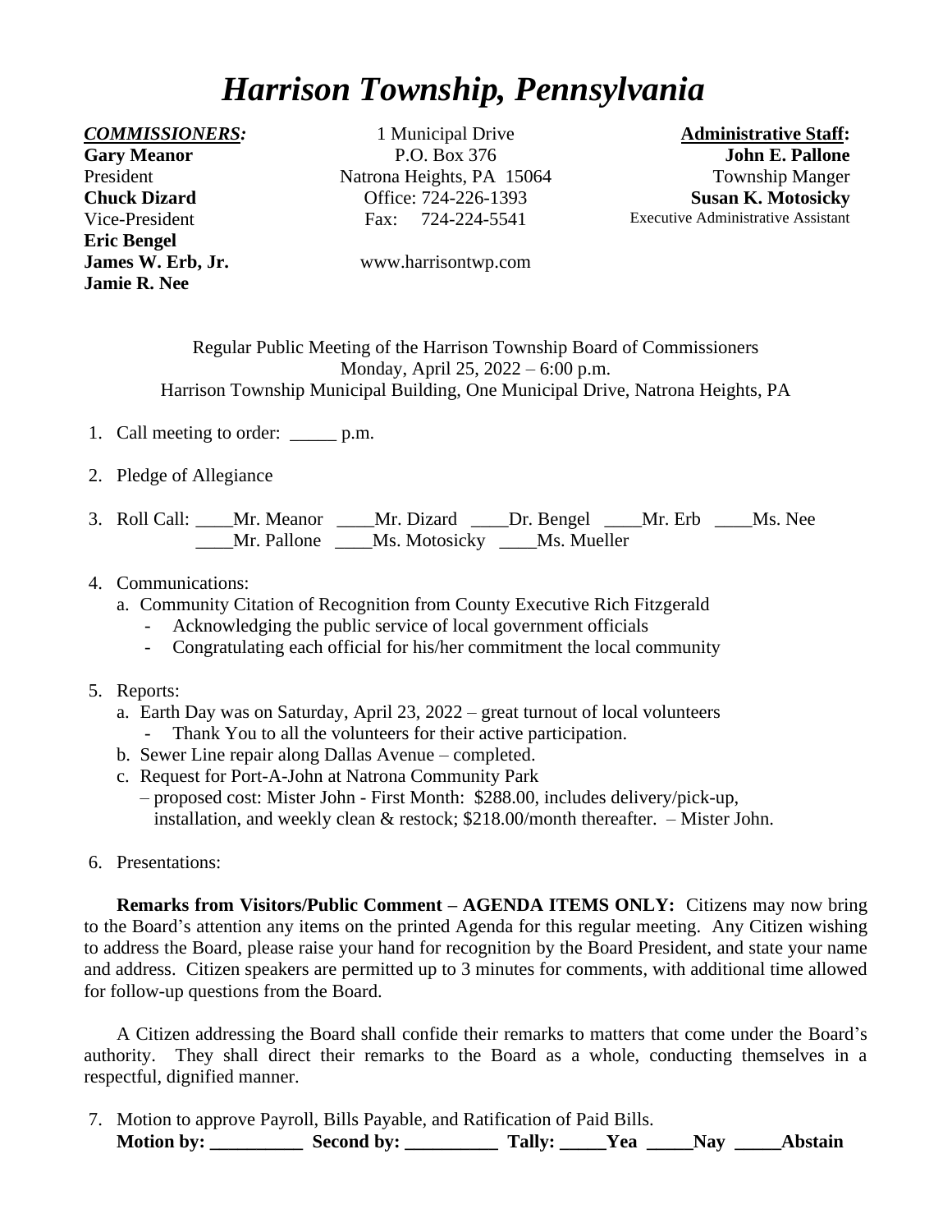# *Harrison Township, Pennsylvania*

***COMMISSIONERS:***
**Gary Meanor**
President
**Chuck Dizard**
Vice-President
**Eric Bengel**
**James W. Erb, Jr.**
**Jamie R. Nee**

1 Municipal Drive
P.O. Box 376
Natrona Heights, PA 15064
Office: 724-226-1393
Fax: 724-224-5541

www.harrisontwp.com

**Administrative Staff:**
**John E. Pallone**
Township Manger
**Susan K. Motosicky**
Executive Administrative Assistant

Regular Public Meeting of the Harrison Township Board of Commissioners
Monday, April 25, 2022 – 6:00 p.m.
Harrison Township Municipal Building, One Municipal Drive, Natrona Heights, PA

1. Call meeting to order: _____ p.m.

2. Pledge of Allegiance

3. Roll Call: ____Mr. Meanor ____Mr. Dizard ____Dr. Bengel ____Mr. Erb ____Ms. Nee
   ____Mr. Pallone ____Ms. Motosicky ____Ms. Mueller

4. Communications:
   a. Community Citation of Recognition from County Executive Rich Fitzgerald
      - Acknowledging the public service of local government officials
      - Congratulating each official for his/her commitment the local community

5. Reports:
   a. Earth Day was on Saturday, April 23, 2022 – great turnout of local volunteers
      - Thank You to all the volunteers for their active participation.
   b. Sewer Line repair along Dallas Avenue – completed.
   c. Request for Port-A-John at Natrona Community Park
      – proposed cost: Mister John - First Month: $288.00, includes delivery/pick-up, installation, and weekly clean & restock; $218.00/month thereafter. – Mister John.

6. Presentations:

**Remarks from Visitors/Public Comment – AGENDA ITEMS ONLY:** Citizens may now bring to the Board's attention any items on the printed Agenda for this regular meeting. Any Citizen wishing to address the Board, please raise your hand for recognition by the Board President, and state your name and address. Citizen speakers are permitted up to 3 minutes for comments, with additional time allowed for follow-up questions from the Board.

A Citizen addressing the Board shall confide their remarks to matters that come under the Board's authority. They shall direct their remarks to the Board as a whole, conducting themselves in a respectful, dignified manner.

7. Motion to approve Payroll, Bills Payable, and Ratification of Paid Bills.
   **Motion by: __________ Second by: __________ Tally: _____Yea _____Nay _____Abstain**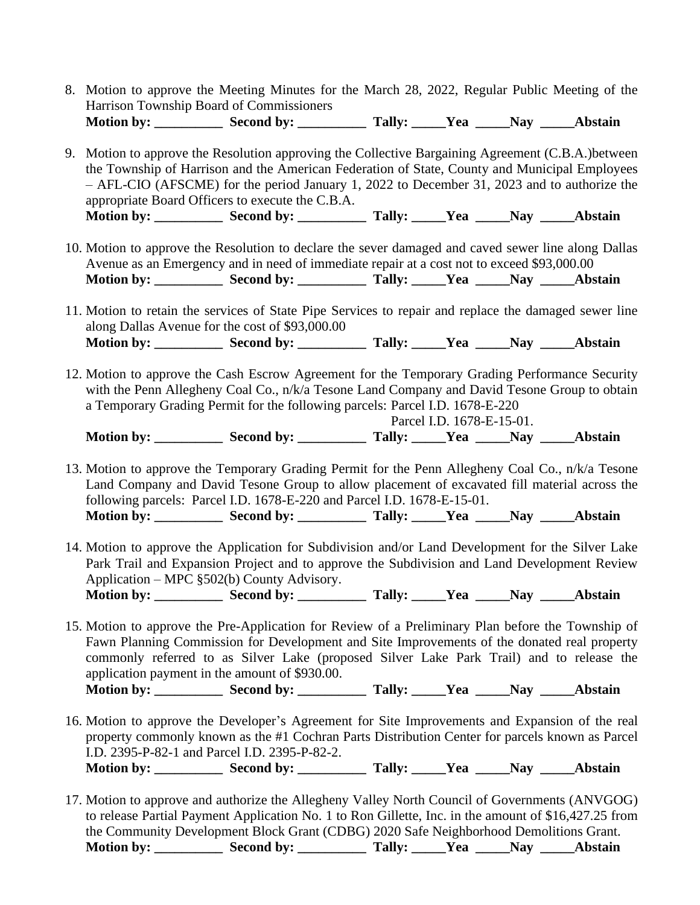8. Motion to approve the Meeting Minutes for the March 28, 2022, Regular Public Meeting of the Harrison Township Board of Commissioners
   **Motion by: __________ Second by: __________ Tally: _____Yea _____Nay _____Abstain**

9. Motion to approve the Resolution approving the Collective Bargaining Agreement (C.B.A.)between the Township of Harrison and the American Federation of State, County and Municipal Employees – AFL-CIO (AFSCME) for the period January 1, 2022 to December 31, 2023 and to authorize the appropriate Board Officers to execute the C.B.A.
   **Motion by: __________ Second by: __________ Tally: _____Yea _____Nay _____Abstain**

10. Motion to approve the Resolution to declare the sever damaged and caved sewer line along Dallas Avenue as an Emergency and in need of immediate repair at a cost not to exceed $93,000.00
    **Motion by: __________ Second by: __________ Tally: _____Yea _____Nay _____Abstain**

11. Motion to retain the services of State Pipe Services to repair and replace the damaged sewer line along Dallas Avenue for the cost of $93,000.00
    **Motion by: __________ Second by: __________ Tally: _____Yea _____Nay _____Abstain**

12. Motion to approve the Cash Escrow Agreement for the Temporary Grading Performance Security with the Penn Allegheny Coal Co., n/k/a Tesone Land Company and David Tesone Group to obtain a Temporary Grading Permit for the following parcels: Parcel I.D. 1678-E-220
    Parcel I.D. 1678-E-15-01.
    **Motion by: __________ Second by: __________ Tally: _____Yea _____Nay _____Abstain**

13. Motion to approve the Temporary Grading Permit for the Penn Allegheny Coal Co., n/k/a Tesone Land Company and David Tesone Group to allow placement of excavated fill material across the following parcels: Parcel I.D. 1678-E-220 and Parcel I.D. 1678-E-15-01.
    **Motion by: __________ Second by: __________ Tally: _____Yea _____Nay _____Abstain**

14. Motion to approve the Application for Subdivision and/or Land Development for the Silver Lake Park Trail and Expansion Project and to approve the Subdivision and Land Development Review Application – MPC §502(b) County Advisory.
    **Motion by: __________ Second by: __________ Tally: _____Yea _____Nay _____Abstain**

15. Motion to approve the Pre-Application for Review of a Preliminary Plan before the Township of Fawn Planning Commission for Development and Site Improvements of the donated real property commonly referred to as Silver Lake (proposed Silver Lake Park Trail) and to release the application payment in the amount of $930.00.
    **Motion by: __________ Second by: __________ Tally: _____Yea _____Nay _____Abstain**

16. Motion to approve the Developer's Agreement for Site Improvements and Expansion of the real property commonly known as the #1 Cochran Parts Distribution Center for parcels known as Parcel I.D. 2395-P-82-1 and Parcel I.D. 2395-P-82-2.
    **Motion by: __________ Second by: __________ Tally: _____Yea _____Nay _____Abstain**

17. Motion to approve and authorize the Allegheny Valley North Council of Governments (ANVGOG) to release Partial Payment Application No. 1 to Ron Gillette, Inc. in the amount of $16,427.25 from the Community Development Block Grant (CDBG) 2020 Safe Neighborhood Demolitions Grant.
    **Motion by: __________ Second by: __________ Tally: _____Yea _____Nay _____Abstain**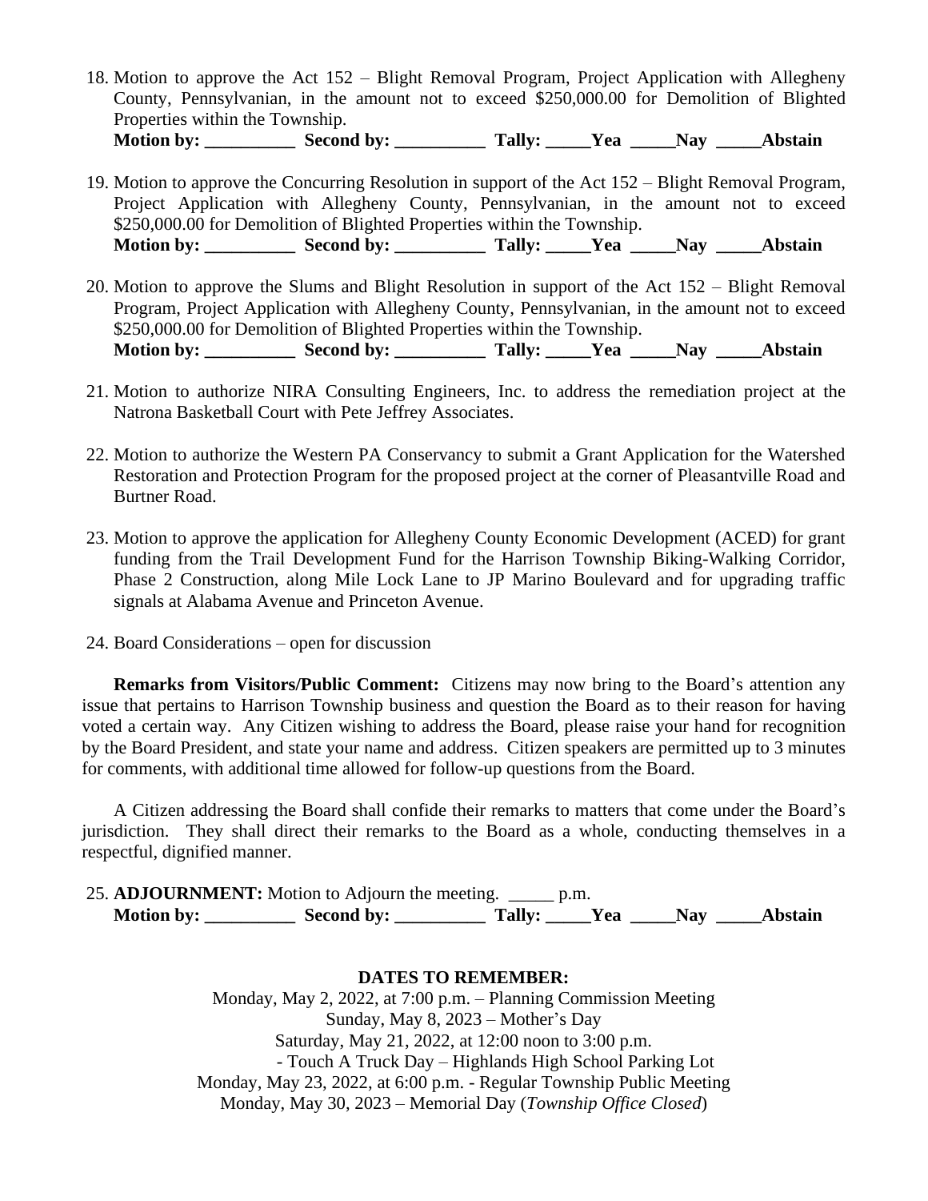18. Motion to approve the Act 152 – Blight Removal Program, Project Application with Allegheny County, Pennsylvanian, in the amount not to exceed $250,000.00 for Demolition of Blighted Properties within the Township.
**Motion by: __________ Second by: __________ Tally: _____Yea _____Nay _____Abstain**

19. Motion to approve the Concurring Resolution in support of the Act 152 – Blight Removal Program, Project Application with Allegheny County, Pennsylvanian, in the amount not to exceed $250,000.00 for Demolition of Blighted Properties within the Township.
**Motion by: __________ Second by: __________ Tally: _____Yea _____Nay _____Abstain**

20. Motion to approve the Slums and Blight Resolution in support of the Act 152 – Blight Removal Program, Project Application with Allegheny County, Pennsylvanian, in the amount not to exceed $250,000.00 for Demolition of Blighted Properties within the Township.
**Motion by: __________ Second by: __________ Tally: _____Yea _____Nay _____Abstain**

21. Motion to authorize NIRA Consulting Engineers, Inc. to address the remediation project at the Natrona Basketball Court with Pete Jeffrey Associates.

22. Motion to authorize the Western PA Conservancy to submit a Grant Application for the Watershed Restoration and Protection Program for the proposed project at the corner of Pleasantville Road and Burtner Road.

23. Motion to approve the application for Allegheny County Economic Development (ACED) for grant funding from the Trail Development Fund for the Harrison Township Biking-Walking Corridor, Phase 2 Construction, along Mile Lock Lane to JP Marino Boulevard and for upgrading traffic signals at Alabama Avenue and Princeton Avenue.

24. Board Considerations – open for discussion

**Remarks from Visitors/Public Comment:** Citizens may now bring to the Board's attention any issue that pertains to Harrison Township business and question the Board as to their reason for having voted a certain way. Any Citizen wishing to address the Board, please raise your hand for recognition by the Board President, and state your name and address. Citizen speakers are permitted up to 3 minutes for comments, with additional time allowed for follow-up questions from the Board.

A Citizen addressing the Board shall confide their remarks to matters that come under the Board's jurisdiction. They shall direct their remarks to the Board as a whole, conducting themselves in a respectful, dignified manner.

25. **ADJOURNMENT:** Motion to Adjourn the meeting. _____ p.m.
**Motion by: __________ Second by: __________ Tally: _____Yea _____Nay _____Abstain**

**DATES TO REMEMBER:**

Monday, May 2, 2022, at 7:00 p.m. – Planning Commission Meeting
Sunday, May 8, 2023 – Mother's Day
Saturday, May 21, 2022, at 12:00 noon to 3:00 p.m.
- Touch A Truck Day – Highlands High School Parking Lot
Monday, May 23, 2022, at 6:00 p.m. - Regular Township Public Meeting
Monday, May 30, 2023 – Memorial Day (*Township Office Closed*)